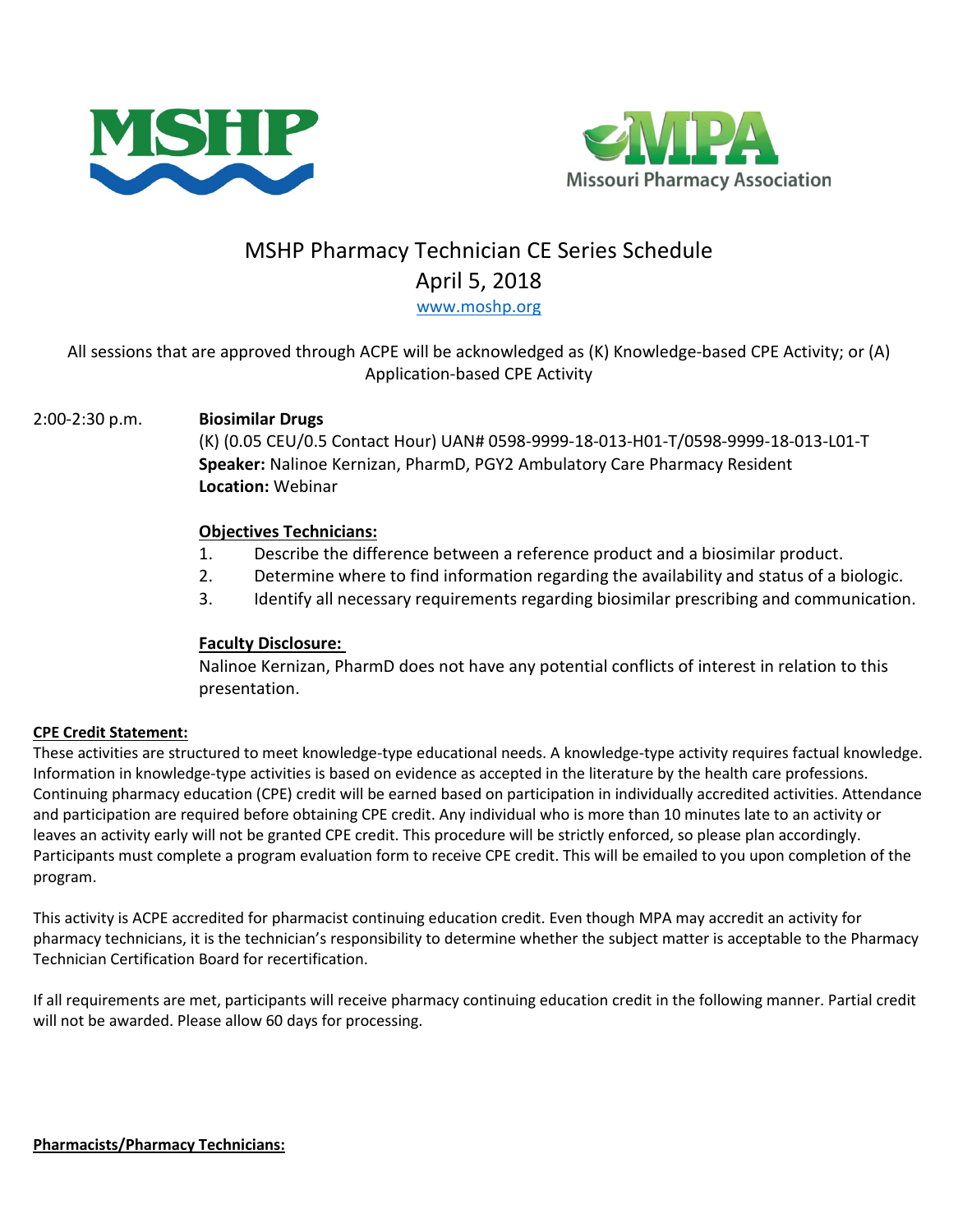MSHP

Missouri Pharmacy Association

# MSHP Pharmacy Technician CE Series Schedule

## April 5, 2018

www.moshp.org

All sessions that are approved through ACPE will be acknowledged as (K) Knowledge-based CPE Activity; or (A) Application-based CPE Activity

2:00-2:30 p.m. **Biosimilar Drugs**

(K) (0.05 CEU/0.5 Contact Hour) UAN# 0598-9999-18-013-H01-T/0598-9999-18-013-L01-T

**Speaker:** Nalinoe Kernizan, PharmD, PGY2 Ambulatory Care Pharmacy Resident

**Location:** Webinar

**Objectives Technicians:**

1. Describe the difference between a reference product and a biosimilar product.
2. Determine where to find information regarding the availability and status of a biologic.
3. Identify all necessary requirements regarding biosimilar prescribing and communication.

**Faculty Disclosure:**

Nalinoe Kernizan, PharmD does not have any potential conflicts of interest in relation to this presentation.

**CPE Credit Statement:**

These activities are structured to meet knowledge-type educational needs. A knowledge-type activity requires factual knowledge. Information in knowledge-type activities is based on evidence as accepted in the literature by the health care professions. Continuing pharmacy education (CPE) credit will be earned based on participation in individually accredited activities. Attendance and participation are required before obtaining CPE credit. Any individual who is more than 10 minutes late to an activity or leaves an activity early will not be granted CPE credit. This procedure will be strictly enforced, so please plan accordingly. Participants must complete a program evaluation form to receive CPE credit. This will be emailed to you upon completion of the program.

This activity is ACPE accredited for pharmacist continuing education credit. Even though MPA may accredit an activity for pharmacy technicians, it is the technician's responsibility to determine whether the subject matter is acceptable to the Pharmacy Technician Certification Board for recertification.

If all requirements are met, participants will receive pharmacy continuing education credit in the following manner. Partial credit will not be awarded. Please allow 60 days for processing.

**Pharmacists/Pharmacy Technicians:**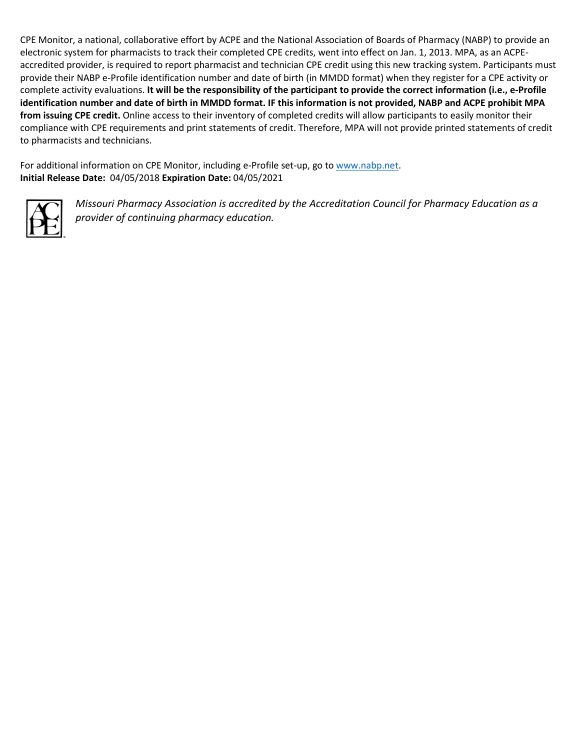CPE Monitor, a national, collaborative effort by ACPE and the National Association of Boards of Pharmacy (NABP) to provide an electronic system for pharmacists to track their completed CPE credits, went into effect on Jan. 1, 2013. MPA, as an ACPE-accredited provider, is required to report pharmacist and technician CPE credit using this new tracking system. Participants must provide their NABP e-Profile identification number and date of birth (in MMDD format) when they register for a CPE activity or complete activity evaluations. **It will be the responsibility of the participant to provide the correct information (i.e., e-Profile identification number and date of birth in MMDD format. IF this information is not provided, NABP and ACPE prohibit MPA from issuing CPE credit.** Online access to their inventory of completed credits will allow participants to easily monitor their compliance with CPE requirements and print statements of credit. Therefore, MPA will not provide printed statements of credit to pharmacists and technicians.

For additional information on CPE Monitor, including e-Profile set-up, go to [www.nabp.net](www.nabp.net).
**Initial Release Date:** 04/05/2018 **Expiration Date:** 04/05/2021

*Missouri Pharmacy Association is accredited by the Accreditation Council for Pharmacy Education as a provider of continuing pharmacy education.*